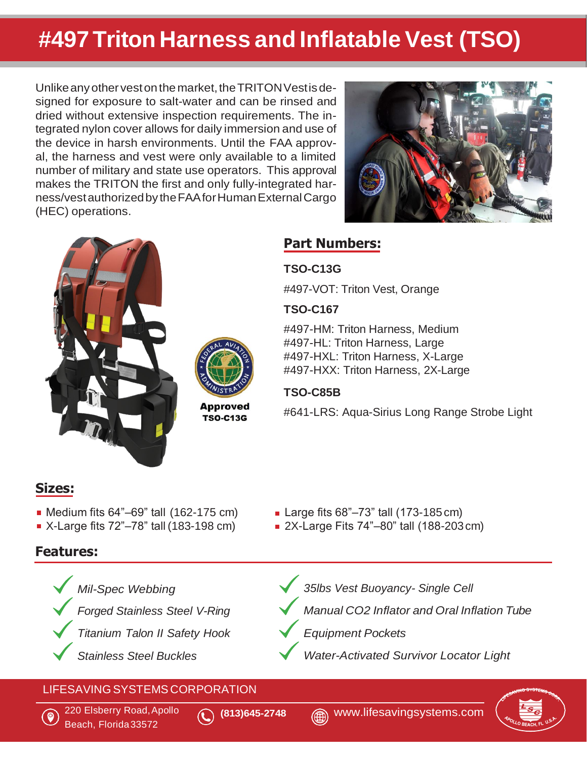# #497 Triton Harness and Inflatable Vest (TSO)

Unlike any other vest on the market, the TRITON Vest is designed for exposure to salt-water and can be rinsed and dried without extensive inspection requirements. The integrated nylon cover allows for daily immersion and use of the device in harsh environments. Until the FAA approval, the harness and vest were only available to a limited number of military and state use operators. This approval makes the TRITON the first and only fully-integrated harness/vest authorized by the FAA for Human External Cargo (HEC) operations.

**Approved**
**TSO-C13G**

## Part Numbers:

**TSO-C13G**

#497-VOT: Triton Vest, Orange

**TSO-C167**

#497-HM: Triton Harness, Medium
#497-HL: Triton Harness, Large
#497-HXL: Triton Harness, X-Large
#497-HXX: Triton Harness, 2X-Large

**TSO-C85B**

#641-LRS: Aqua-Sirius Long Range Strobe Light

## Sizes:

- Medium fits 64"–69" tall (162-175 cm)
- X-Large fits 72"–78" tall (183-198 cm)
- Large fits 68"–73" tall (173-185 cm)
- 2X-Large Fits 74"–80" tall (188-203 cm)

## Features:

- *Mil-Spec Webbing*
- *Forged Stainless Steel V-Ring*
- *Titanium Talon II Safety Hook*
- *Stainless Steel Buckles*
- *35lbs Vest Buoyancy- Single Cell*
- *Manual CO2 Inflator and Oral Inflation Tube*
- *Equipment Pockets*
- *Water-Activated Survivor Locator Light*

LIFESAVING SYSTEMS CORPORATION

220 Elsberry Road, Apollo Beach, Florida 33572 | **(813)645-2748** | www.lifesavingsystems.com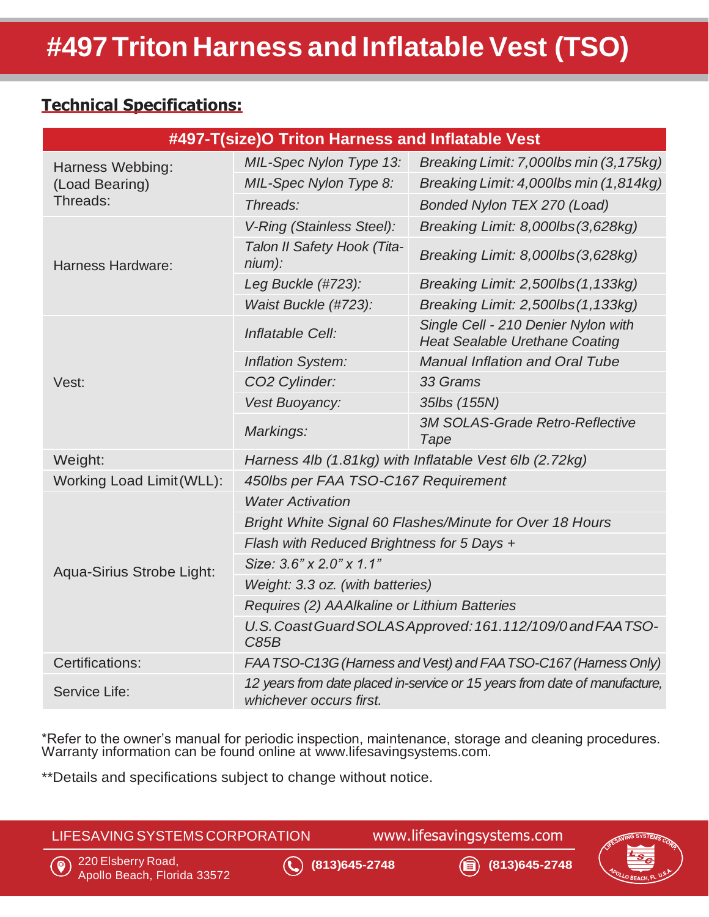# #497 Triton Harness and Inflatable Vest (TSO)

## Technical Specifications:

| #497-T(size)O Triton Harness and Inflatable Vest | | |
|---|---|---|
| Harness Webbing: (Load Bearing) Threads: | *MIL-Spec Nylon Type 13:* | *Breaking Limit: 7,000lbs min (3,175kg)* |
| | *MIL-Spec Nylon Type 8:* | *Breaking Limit: 4,000lbs min (1,814kg)* |
| | *Threads:* | *Bonded Nylon TEX 270 (Load)* |
| Harness Hardware: | *V-Ring (Stainless Steel):* | *Breaking Limit: 8,000lbs (3,628kg)* |
| | *Talon II Safety Hook (Titanium):* | *Breaking Limit: 8,000lbs (3,628kg)* |
| | *Leg Buckle (#723):* | *Breaking Limit: 2,500lbs (1,133kg)* |
| | *Waist Buckle (#723):* | *Breaking Limit: 2,500lbs (1,133kg)* |
| Vest: | *Inflatable Cell:* | *Single Cell - 210 Denier Nylon with Heat Sealable Urethane Coating* |
| | *Inflation System:* | *Manual Inflation and Oral Tube* |
| | *CO2 Cylinder:* | *33 Grams* |
| | *Vest Buoyancy:* | *35lbs (155N)* |
| | *Markings:* | *3M SOLAS-Grade Retro-Reflective Tape* |
| Weight: | *Harness 4lb (1.81kg) with Inflatable Vest 6lb (2.72kg)* | |
| Working Load Limit (WLL): | *450lbs per FAA TSO-C167 Requirement* | |
| Aqua-Sirius Strobe Light: | *Water Activation* | |
| | *Bright White Signal 60 Flashes/Minute for Over 18 Hours* | |
| | *Flash with Reduced Brightness for 5 Days +* | |
| | *Size: 3.6" x 2.0" x 1.1"* | |
| | *Weight: 3.3 oz. (with batteries)* | |
| | *Requires (2) AA Alkaline or Lithium Batteries* | |
| | *U.S. Coast Guard SOLAS Approved: 161.112/109/0 and FAA TSO-C85B* | |
| Certifications: | *FAA TSO-C13G (Harness and Vest) and FAA TSO-C167 (Harness Only)* | |
| Service Life: | *12 years from date placed in-service or 15 years from date of manufacture, whichever occurs first.* | |

*Refer to the owner's manual for periodic inspection, maintenance, storage and cleaning procedures. Warranty information can be found online at www.lifesavingsystems.com.

**Details and specifications subject to change without notice.

LIFESAVING SYSTEMS CORPORATION www.lifesavingsystems.com

220 Elsberry Road, Apollo Beach, Florida 33572 | (813)645-2748 | (813)645-2748